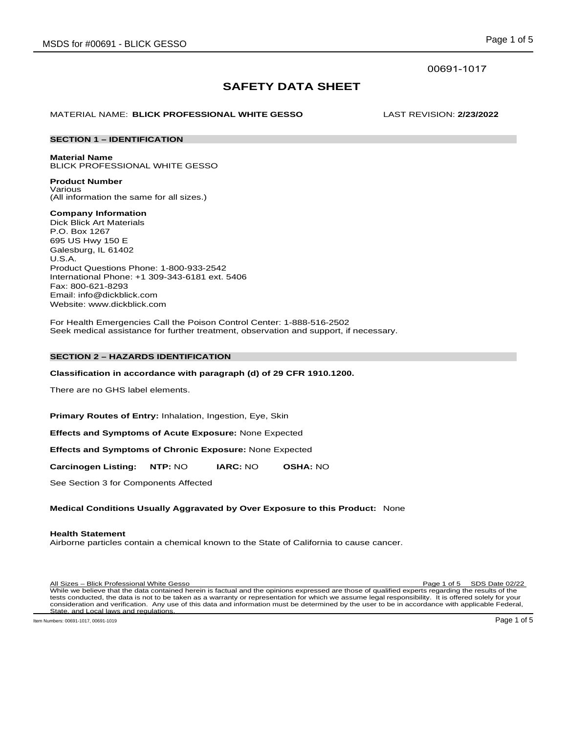00691-1017

# SAFETY DATA SHEET

MATERIAL NAME: **BLICK PROFESSIONAL WHITE GESSO** LAST REVISION: **2/23/2022**

## SECTION 1 – IDENTIFICATION

**Material Name**
BLICK PROFESSIONAL WHITE GESSO

**Product Number**
Various
(All information the same for all sizes.)

**Company Information**
Dick Blick Art Materials
P.O. Box 1267
695 US Hwy 150 E
Galesburg, IL 61402
U.S.A.
Product Questions Phone: 1-800-933-2542
International Phone: +1 309-343-6181 ext. 5406
Fax: 800-621-8293
Email: info@dickblick.com
Website: www.dickblick.com

For Health Emergencies Call the Poison Control Center: 1-888-516-2502
Seek medical assistance for further treatment, observation and support, if necessary.

## SECTION 2 – HAZARDS IDENTIFICATION

**Classification in accordance with paragraph (d) of 29 CFR 1910.1200.**

There are no GHS label elements.

**Primary Routes of Entry:** Inhalation, Ingestion, Eye, Skin

**Effects and Symptoms of Acute Exposure:** None Expected

**Effects and Symptoms of Chronic Exposure:** None Expected

**Carcinogen Listing:** **NTP:** NO **IARC:** NO **OSHA:** NO

See Section 3 for Components Affected

**Medical Conditions Usually Aggravated by Over Exposure to this Product:** None

**Health Statement**
Airborne particles contain a chemical known to the State of California to cause cancer.

All Sizes – Blick Professional White Gesso SDS Date 02/22
While we believe that the data contained herein is factual and the opinions expressed are those of qualified experts regarding the results of the tests conducted, the data is not to be taken as a warranty or representation for which we assume legal responsibility. It is offered solely for your consideration and verification. Any use of this data and information must be determined by the user to be in accordance with applicable Federal, State, and Local laws and regulations.

Item Numbers: 00691-1017, 00691-1019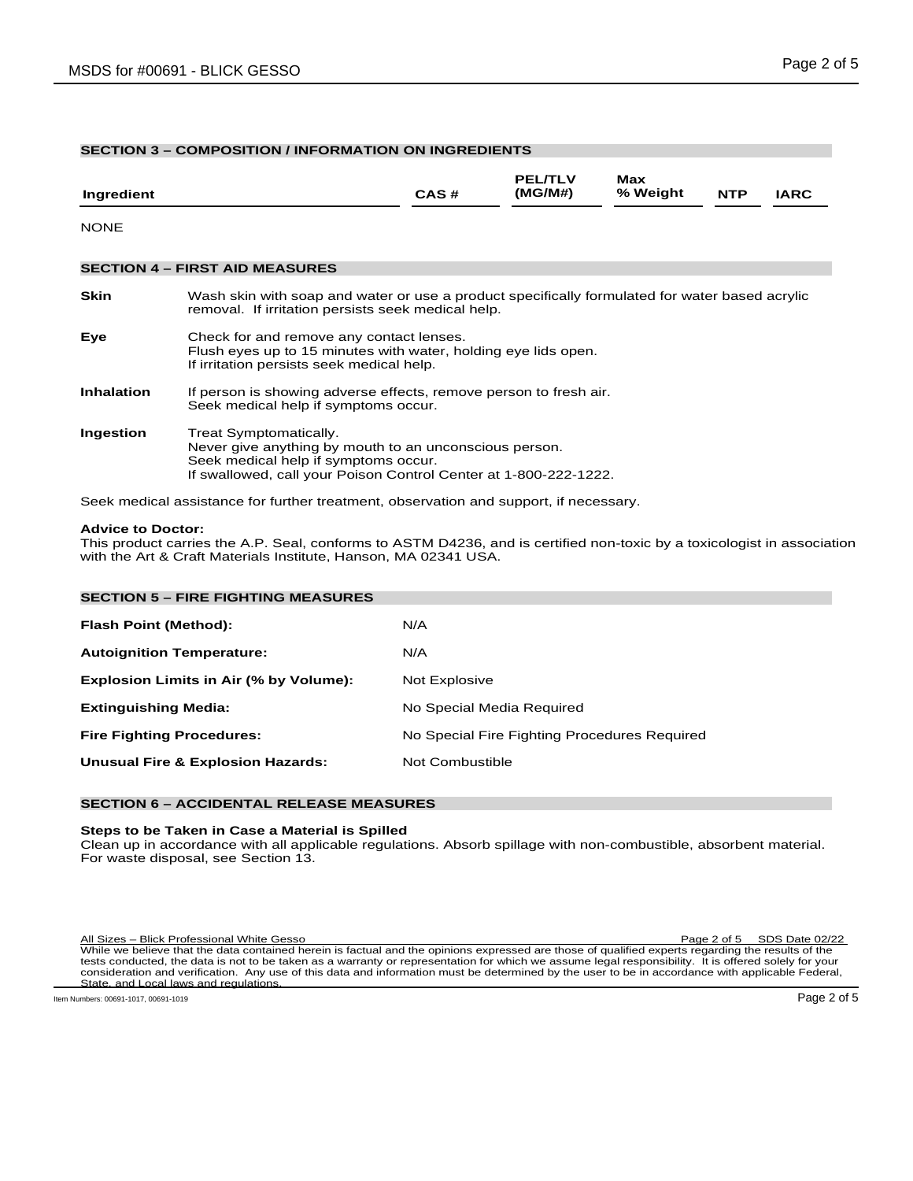## SECTION 3 – COMPOSITION / INFORMATION ON INGREDIENTS

| Ingredient | CAS # | PEL/TLV (MG/M#) | Max % Weight | NTP | IARC |
|---|---|---|---|---|---|
| NONE | | | | | |

## SECTION 4 – FIRST AID MEASURES

**Skin** Wash skin with soap and water or use a product specifically formulated for water based acrylic removal. If irritation persists seek medical help.

**Eye** Check for and remove any contact lenses.
Flush eyes up to 15 minutes with water, holding eye lids open.
If irritation persists seek medical help.

**Inhalation** If person is showing adverse effects, remove person to fresh air.
Seek medical help if symptoms occur.

**Ingestion** Treat Symptomatically.
Never give anything by mouth to an unconscious person.
Seek medical help if symptoms occur.
If swallowed, call your Poison Control Center at 1-800-222-1222.

Seek medical assistance for further treatment, observation and support, if necessary.

**Advice to Doctor:**
This product carries the A.P. Seal, conforms to ASTM D4236, and is certified non-toxic by a toxicologist in association with the Art & Craft Materials Institute, Hanson, MA 02341 USA.

## SECTION 5 – FIRE FIGHTING MEASURES

| | |
|---|---|
| **Flash Point (Method):** | N/A |
| **Autoignition Temperature:** | N/A |
| **Explosion Limits in Air (% by Volume):** | Not Explosive |
| **Extinguishing Media:** | No Special Media Required |
| **Fire Fighting Procedures:** | No Special Fire Fighting Procedures Required |
| **Unusual Fire & Explosion Hazards:** | Not Combustible |

## SECTION 6 – ACCIDENTAL RELEASE MEASURES

**Steps to be Taken in Case a Material is Spilled**
Clean up in accordance with all applicable regulations. Absorb spillage with non-combustible, absorbent material. For waste disposal, see Section 13.

All Sizes – Blick Professional White Gesso SDS Date 02/22

While we believe that the data contained herein is factual and the opinions expressed are those of qualified experts regarding the results of the tests conducted, the data is not to be taken as a warranty or representation for which we assume legal responsibility. It is offered solely for your consideration and verification. Any use of this data and information must be determined by the user to be in accordance with applicable Federal, State, and Local laws and regulations.

Item Numbers: 00691-1017, 00691-1019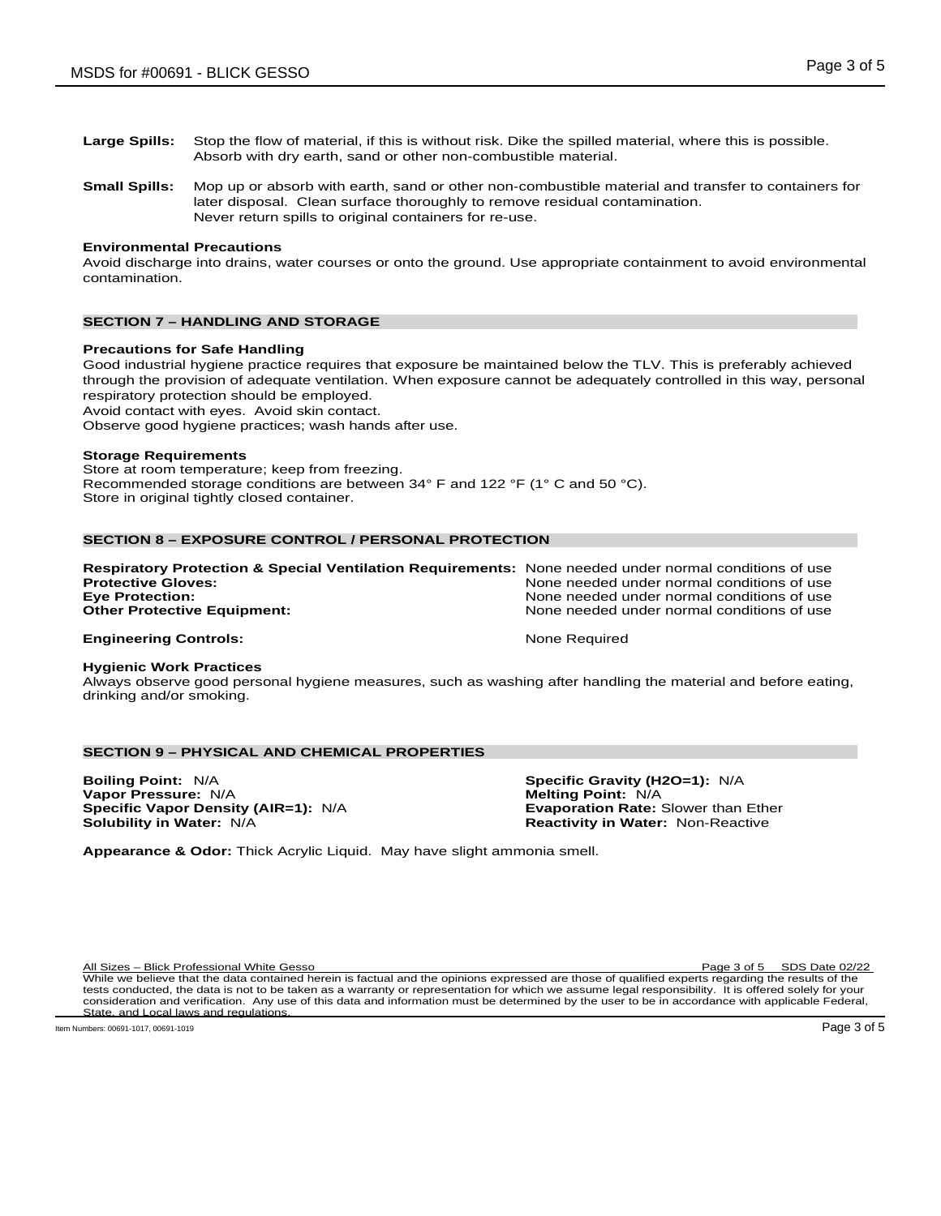**Large Spills:** Stop the flow of material, if this is without risk. Dike the spilled material, where this is possible. Absorb with dry earth, sand or other non-combustible material.

**Small Spills:** Mop up or absorb with earth, sand or other non-combustible material and transfer to containers for later disposal. Clean surface thoroughly to remove residual contamination. Never return spills to original containers for re-use.

**Environmental Precautions**
Avoid discharge into drains, water courses or onto the ground. Use appropriate containment to avoid environmental contamination.

## SECTION 7 – HANDLING AND STORAGE

**Precautions for Safe Handling**
Good industrial hygiene practice requires that exposure be maintained below the TLV. This is preferably achieved through the provision of adequate ventilation. When exposure cannot be adequately controlled in this way, personal respiratory protection should be employed.
Avoid contact with eyes. Avoid skin contact.
Observe good hygiene practices; wash hands after use.

**Storage Requirements**
Store at room temperature; keep from freezing.
Recommended storage conditions are between 34° F and 122 °F (1° C and 50 °C).
Store in original tightly closed container.

## SECTION 8 – EXPOSURE CONTROL / PERSONAL PROTECTION

**Respiratory Protection & Special Ventilation Requirements:** None needed under normal conditions of use
**Protective Gloves:** None needed under normal conditions of use
**Eye Protection:** None needed under normal conditions of use
**Other Protective Equipment:** None needed under normal conditions of use

**Engineering Controls:** None Required

**Hygienic Work Practices**
Always observe good personal hygiene measures, such as washing after handling the material and before eating, drinking and/or smoking.

## SECTION 9 – PHYSICAL AND CHEMICAL PROPERTIES

**Boiling Point:** N/A
**Vapor Pressure:** N/A
**Specific Vapor Density (AIR=1):** N/A
**Solubility in Water:** N/A
**Specific Gravity (H2O=1):** N/A
**Melting Point:** N/A
**Evaporation Rate:** Slower than Ether
**Reactivity in Water:** Non-Reactive

**Appearance & Odor:** Thick Acrylic Liquid. May have slight ammonia smell.

All Sizes – Blick Professional White Gesso SDS Date 02/22
While we believe that the data contained herein is factual and the opinions expressed are those of qualified experts regarding the results of the tests conducted, the data is not to be taken as a warranty or representation for which we assume legal responsibility. It is offered solely for your consideration and verification. Any use of this data and information must be determined by the user to be in accordance with applicable Federal, State, and Local laws and regulations.

Item Numbers: 00691-1017, 00691-1019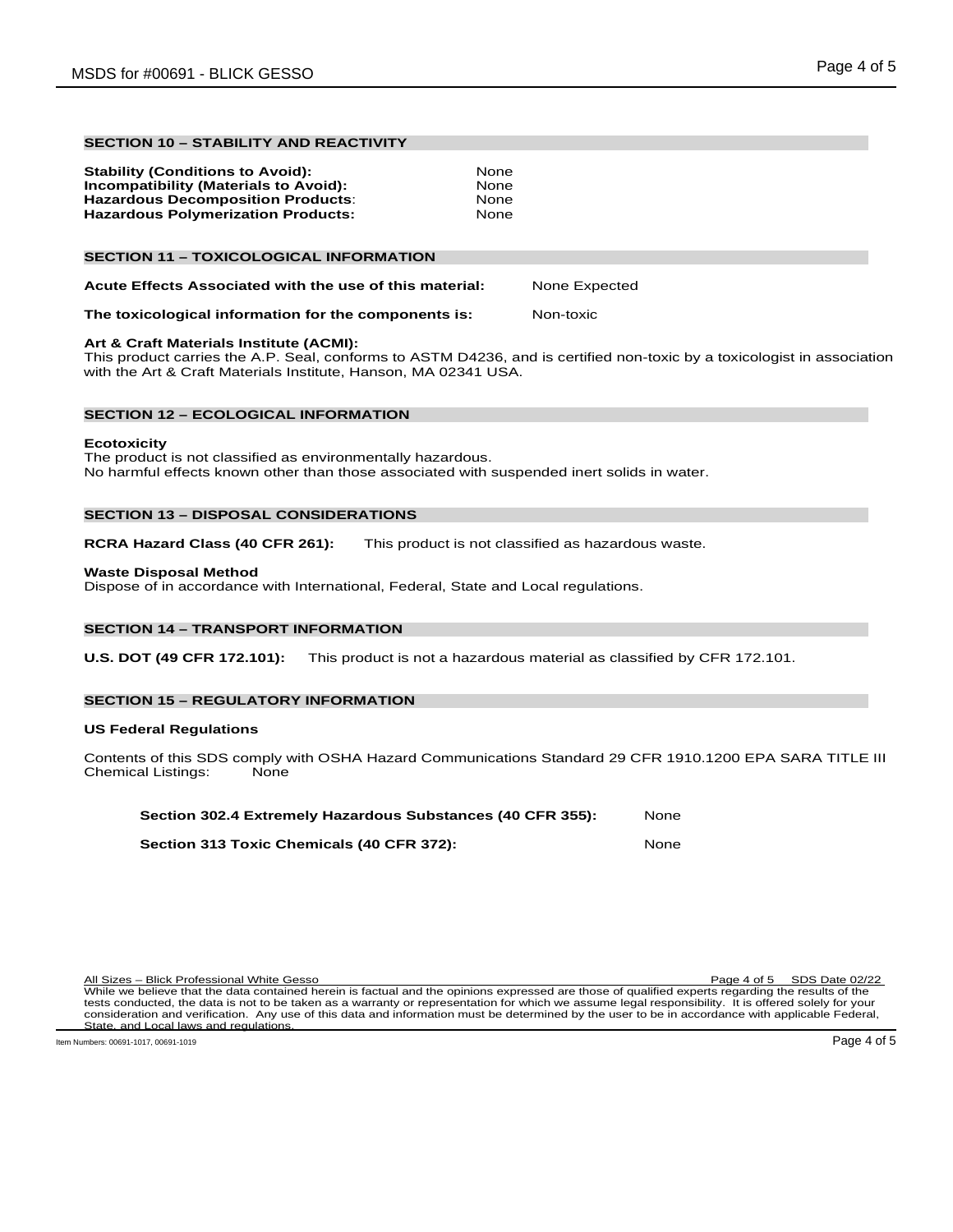## SECTION 10 – STABILITY AND REACTIVITY

**Stability (Conditions to Avoid):** None
**Incompatibility (Materials to Avoid):** None
**Hazardous Decomposition Products**: None
**Hazardous Polymerization Products:** None

## SECTION 11 – TOXICOLOGICAL INFORMATION

**Acute Effects Associated with the use of this material:** None Expected

**The toxicological information for the components is:** Non-toxic

**Art & Craft Materials Institute (ACMI):**
This product carries the A.P. Seal, conforms to ASTM D4236, and is certified non-toxic by a toxicologist in association with the Art & Craft Materials Institute, Hanson, MA 02341 USA.

## SECTION 12 – ECOLOGICAL INFORMATION

**Ecotoxicity**
The product is not classified as environmentally hazardous.
No harmful effects known other than those associated with suspended inert solids in water.

## SECTION 13 – DISPOSAL CONSIDERATIONS

**RCRA Hazard Class (40 CFR 261):** This product is not classified as hazardous waste.

**Waste Disposal Method**
Dispose of in accordance with International, Federal, State and Local regulations.

## SECTION 14 – TRANSPORT INFORMATION

**U.S. DOT (49 CFR 172.101):** This product is not a hazardous material as classified by CFR 172.101.

## SECTION 15 – REGULATORY INFORMATION

**US Federal Regulations**

Contents of this SDS comply with OSHA Hazard Communications Standard 29 CFR 1910.1200 EPA SARA TITLE III Chemical Listings: None

**Section 302.4 Extremely Hazardous Substances (40 CFR 355):** None

**Section 313 Toxic Chemicals (40 CFR 372):** None

All Sizes – Blick Professional White Gesso — SDS Date 02/22

While we believe that the data contained herein is factual and the opinions expressed are those of qualified experts regarding the results of the tests conducted, the data is not to be taken as a warranty or representation for which we assume legal responsibility. It is offered solely for your consideration and verification. Any use of this data and information must be determined by the user to be in accordance with applicable Federal, State, and Local laws and regulations.

Item Numbers: 00691-1017, 00691-1019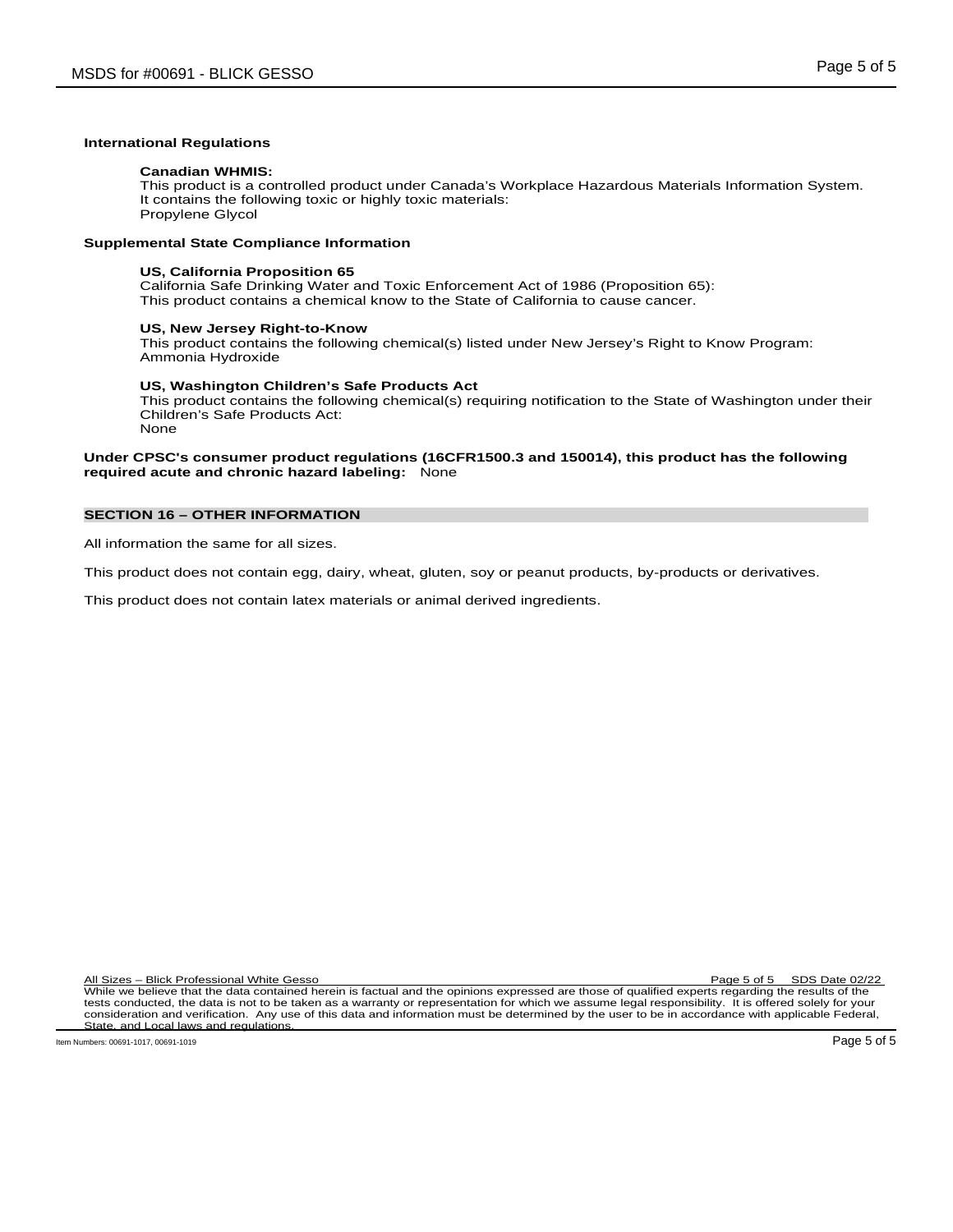**International Regulations**

**Canadian WHMIS:**
This product is a controlled product under Canada's Workplace Hazardous Materials Information System. It contains the following toxic or highly toxic materials:
Propylene Glycol

**Supplemental State Compliance Information**

**US, California Proposition 65**
California Safe Drinking Water and Toxic Enforcement Act of 1986 (Proposition 65):
This product contains a chemical know to the State of California to cause cancer.

**US, New Jersey Right-to-Know**
This product contains the following chemical(s) listed under New Jersey's Right to Know Program:
Ammonia Hydroxide

**US, Washington Children's Safe Products Act**
This product contains the following chemical(s) requiring notification to the State of Washington under their Children's Safe Products Act:
None

**Under CPSC's consumer product regulations (16CFR1500.3 and 150014), this product has the following required acute and chronic hazard labeling:** None

## SECTION 16 – OTHER INFORMATION

All information the same for all sizes.

This product does not contain egg, dairy, wheat, gluten, soy or peanut products, by-products or derivatives.

This product does not contain latex materials or animal derived ingredients.

All Sizes – Blick Professional White Gesso SDS Date 02/22
While we believe that the data contained herein is factual and the opinions expressed are those of qualified experts regarding the results of the tests conducted, the data is not to be taken as a warranty or representation for which we assume legal responsibility. It is offered solely for your consideration and verification. Any use of this data and information must be determined by the user to be in accordance with applicable Federal, State, and Local laws and regulations.

Item Numbers: 00691-1017, 00691-1019